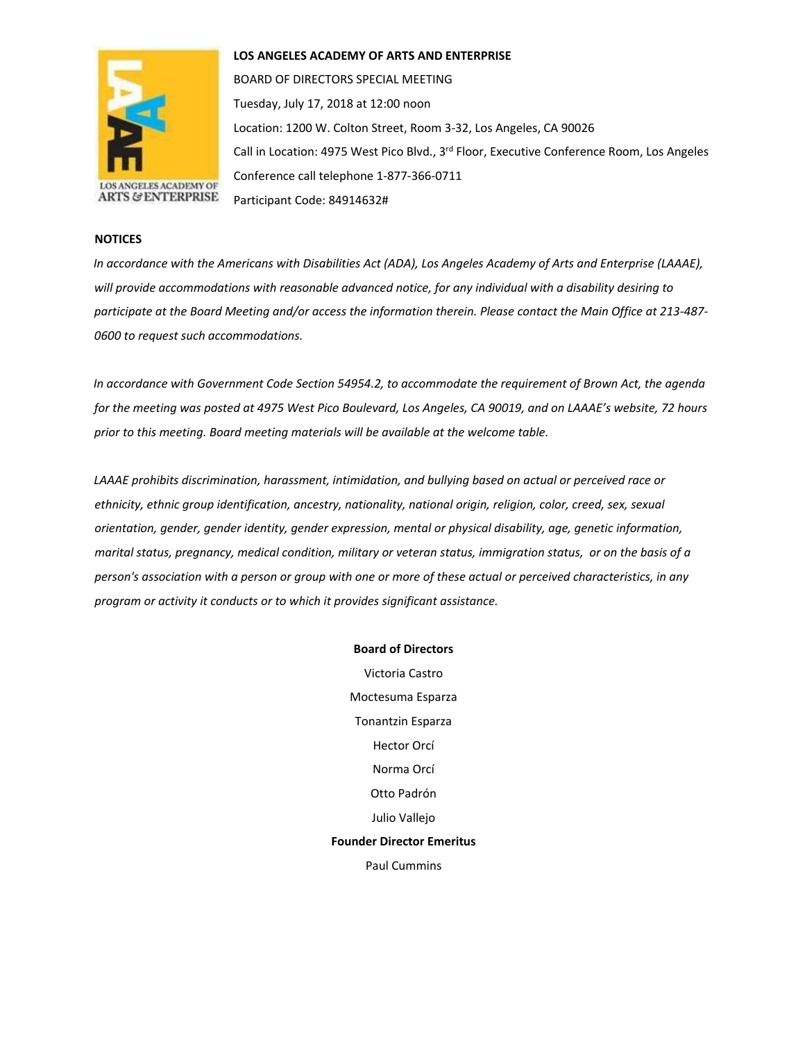**LOS ANGELES ACADEMY OF ARTS AND ENTERPRISE**

BOARD OF DIRECTORS SPECIAL MEETING

Tuesday, July 17, 2018 at 12:00 noon

Location: 1200 W. Colton Street, Room 3-32, Los Angeles, CA 90026

Call in Location: 4975 West Pico Blvd., 3rd Floor, Executive Conference Room, Los Angeles

Conference call telephone 1-877-366-0711

Participant Code: 84914632#

**NOTICES**

*In accordance with the Americans with Disabilities Act (ADA), Los Angeles Academy of Arts and Enterprise (LAAAE), will provide accommodations with reasonable advanced notice, for any individual with a disability desiring to participate at the Board Meeting and/or access the information therein. Please contact the Main Office at 213-487-0600 to request such accommodations.*

*In accordance with Government Code Section 54954.2, to accommodate the requirement of Brown Act, the agenda for the meeting was posted at 4975 West Pico Boulevard, Los Angeles, CA 90019, and on LAAAE's website, 72 hours prior to this meeting. Board meeting materials will be available at the welcome table.*

*LAAAE prohibits discrimination, harassment, intimidation, and bullying based on actual or perceived race or ethnicity, ethnic group identification, ancestry, nationality, national origin, religion, color, creed, sex, sexual orientation, gender, gender identity, gender expression, mental or physical disability, age, genetic information, marital status, pregnancy, medical condition, military or veteran status, immigration status, or on the basis of a person's association with a person or group with one or more of these actual or perceived characteristics, in any program or activity it conducts or to which it provides significant assistance.*

**Board of Directors**

Victoria Castro

Moctesuma Esparza

Tonantzin Esparza

Hector Orcí

Norma Orcí

Otto Padrón

Julio Vallejo

**Founder Director Emeritus**

Paul Cummins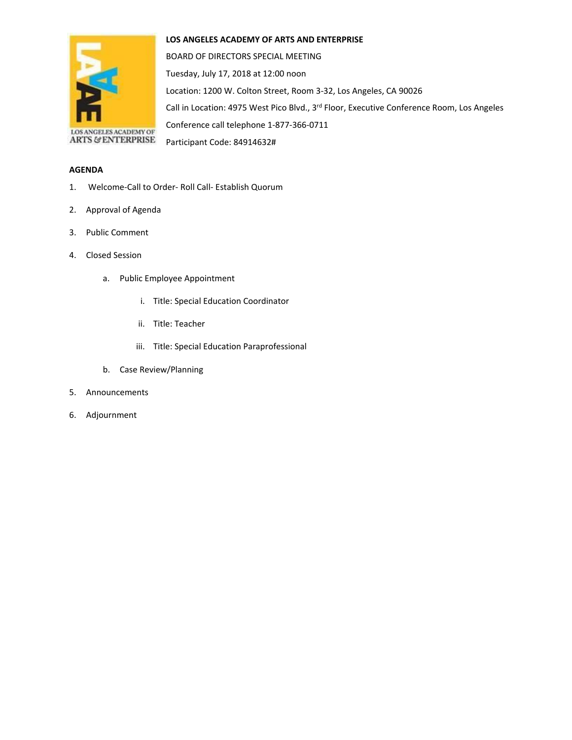**LOS ANGELES ACADEMY OF ARTS AND ENTERPRISE**

BOARD OF DIRECTORS SPECIAL MEETING

Tuesday, July 17, 2018 at 12:00 noon

Location: 1200 W. Colton Street, Room 3-32, Los Angeles, CA 90026

Call in Location: 4975 West Pico Blvd., 3rd Floor, Executive Conference Room, Los Angeles

Conference call telephone 1-877-366-0711

Participant Code: 84914632#

**AGENDA**

1. Welcome-Call to Order- Roll Call- Establish Quorum
2. Approval of Agenda
3. Public Comment
4. Closed Session
    a. Public Employee Appointment
        i. Title: Special Education Coordinator
        ii. Title: Teacher
        iii. Title: Special Education Paraprofessional
    b. Case Review/Planning
5. Announcements
6. Adjournment